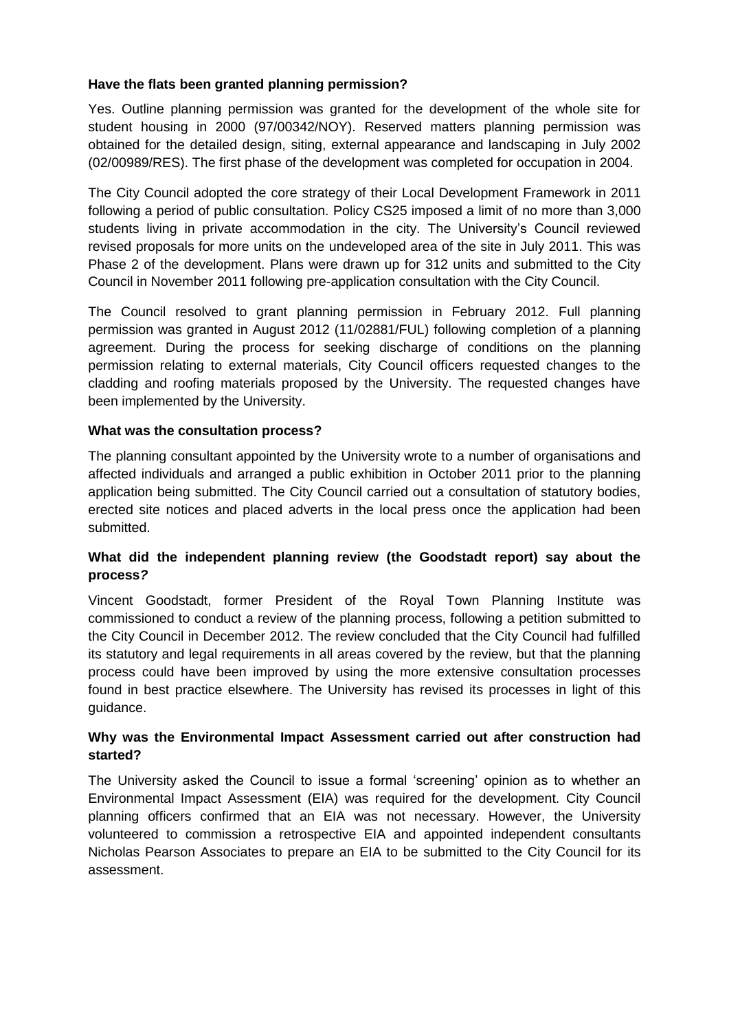**Have the flats been granted planning permission?**

Yes. Outline planning permission was granted for the development of the whole site for student housing in 2000 (97/00342/NOY). Reserved matters planning permission was obtained for the detailed design, siting, external appearance and landscaping in July 2002 (02/00989/RES). The first phase of the development was completed for occupation in 2004.

The City Council adopted the core strategy of their Local Development Framework in 2011 following a period of public consultation. Policy CS25 imposed a limit of no more than 3,000 students living in private accommodation in the city. The University's Council reviewed revised proposals for more units on the undeveloped area of the site in July 2011. This was Phase 2 of the development. Plans were drawn up for 312 units and submitted to the City Council in November 2011 following pre-application consultation with the City Council.

The Council resolved to grant planning permission in February 2012. Full planning permission was granted in August 2012 (11/02881/FUL) following completion of a planning agreement. During the process for seeking discharge of conditions on the planning permission relating to external materials, City Council officers requested changes to the cladding and roofing materials proposed by the University. The requested changes have been implemented by the University.

**What was the consultation process?**

The planning consultant appointed by the University wrote to a number of organisations and affected individuals and arranged a public exhibition in October 2011 prior to the planning application being submitted. The City Council carried out a consultation of statutory bodies, erected site notices and placed adverts in the local press once the application had been submitted.

**What did the independent planning review (the Goodstadt report) say about the process?**

Vincent Goodstadt, former President of the Royal Town Planning Institute was commissioned to conduct a review of the planning process, following a petition submitted to the City Council in December 2012. The review concluded that the City Council had fulfilled its statutory and legal requirements in all areas covered by the review, but that the planning process could have been improved by using the more extensive consultation processes found in best practice elsewhere. The University has revised its processes in light of this guidance.

**Why was the Environmental Impact Assessment carried out after construction had started?**

The University asked the Council to issue a formal 'screening' opinion as to whether an Environmental Impact Assessment (EIA) was required for the development. City Council planning officers confirmed that an EIA was not necessary. However, the University volunteered to commission a retrospective EIA and appointed independent consultants Nicholas Pearson Associates to prepare an EIA to be submitted to the City Council for its assessment.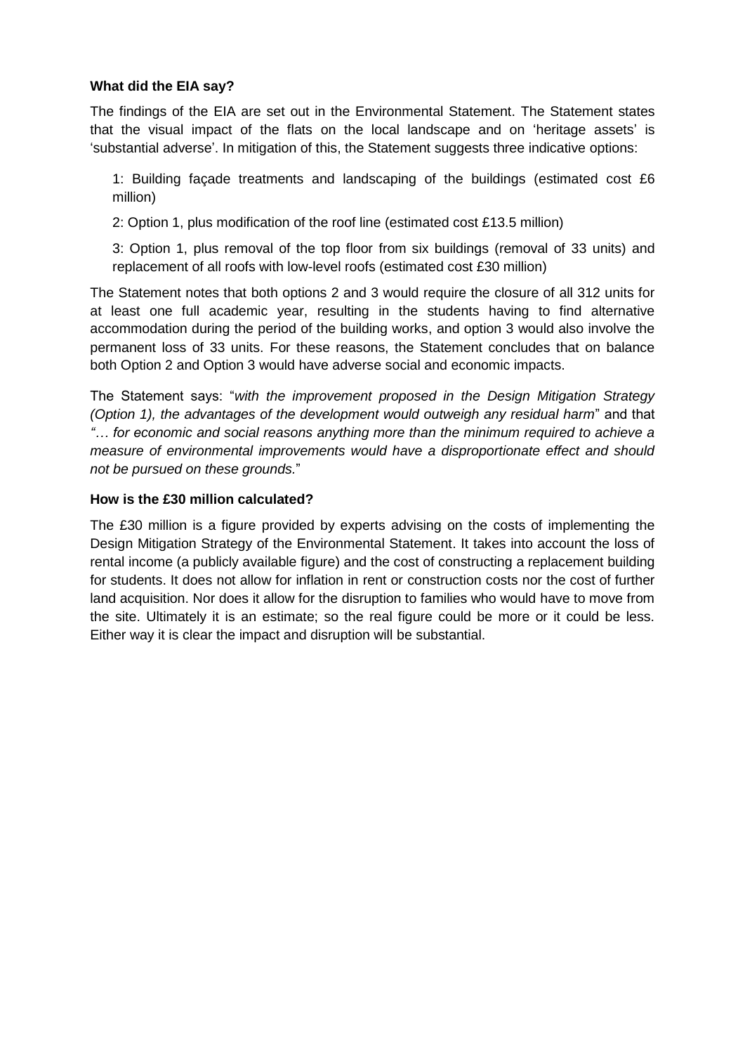**What did the EIA say?**

The findings of the EIA are set out in the Environmental Statement. The Statement states that the visual impact of the flats on the local landscape and on 'heritage assets' is 'substantial adverse'. In mitigation of this, the Statement suggests three indicative options:

1: Building façade treatments and landscaping of the buildings (estimated cost £6 million)

2: Option 1, plus modification of the roof line (estimated cost £13.5 million)

3: Option 1, plus removal of the top floor from six buildings (removal of 33 units) and replacement of all roofs with low-level roofs (estimated cost £30 million)

The Statement notes that both options 2 and 3 would require the closure of all 312 units for at least one full academic year, resulting in the students having to find alternative accommodation during the period of the building works, and option 3 would also involve the permanent loss of 33 units. For these reasons, the Statement concludes that on balance both Option 2 and Option 3 would have adverse social and economic impacts.

The Statement says: "*with the improvement proposed in the Design Mitigation Strategy (Option 1), the advantages of the development would outweigh any residual harm*" and that *"… for economic and social reasons anything more than the minimum required to achieve a measure of environmental improvements would have a disproportionate effect and should not be pursued on these grounds.*"

**How is the £30 million calculated?**

The £30 million is a figure provided by experts advising on the costs of implementing the Design Mitigation Strategy of the Environmental Statement. It takes into account the loss of rental income (a publicly available figure) and the cost of constructing a replacement building for students. It does not allow for inflation in rent or construction costs nor the cost of further land acquisition. Nor does it allow for the disruption to families who would have to move from the site. Ultimately it is an estimate; so the real figure could be more or it could be less. Either way it is clear the impact and disruption will be substantial.